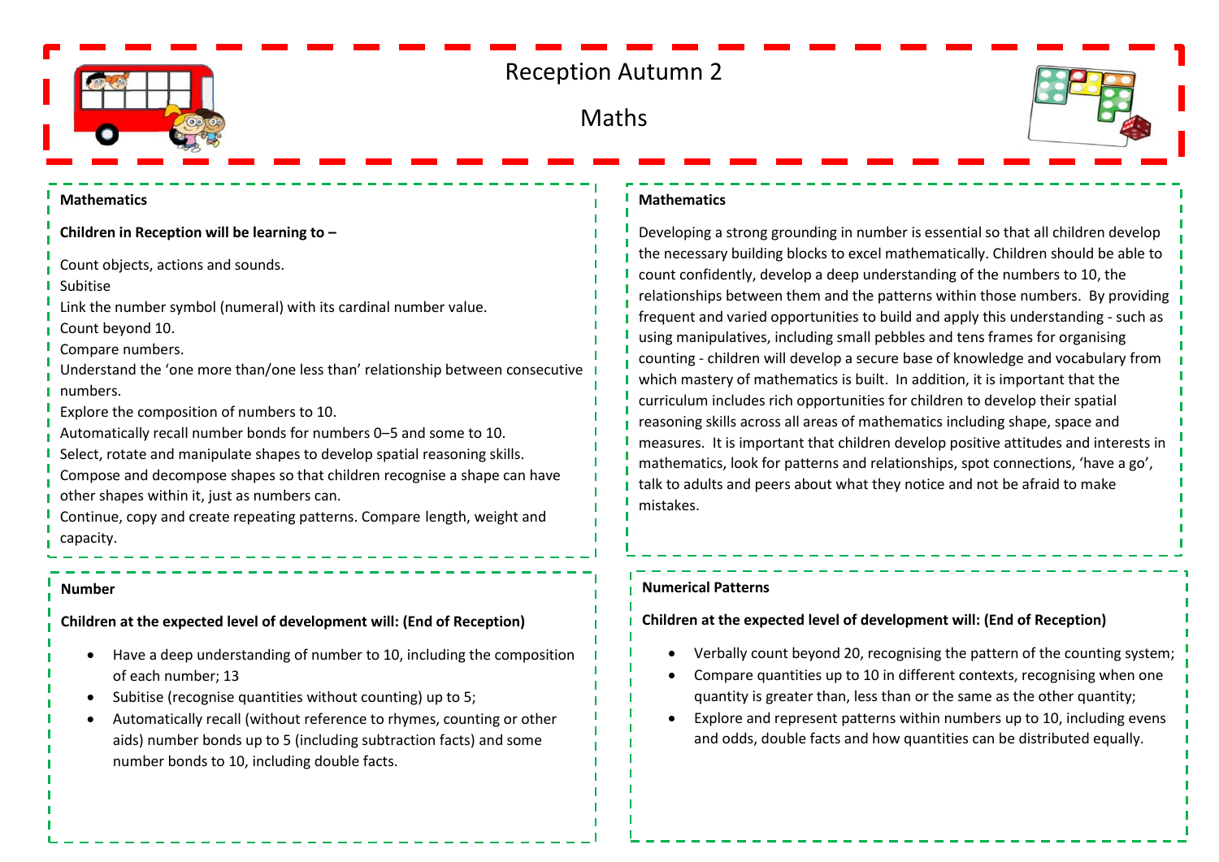# Reception Autumn 2

# Maths

## Mathematics

**Children in Reception will be learning to –**

Count objects, actions and sounds.
Subitise
Link the number symbol (numeral) with its cardinal number value.
Count beyond 10.
Compare numbers.
Understand the 'one more than/one less than' relationship between consecutive numbers.
Explore the composition of numbers to 10.
Automatically recall number bonds for numbers 0–5 and some to 10.
Select, rotate and manipulate shapes to develop spatial reasoning skills.
Compose and decompose shapes so that children recognise a shape can have other shapes within it, just as numbers can.
Continue, copy and create repeating patterns. Compare length, weight and capacity.

## Mathematics

Developing a strong grounding in number is essential so that all children develop the necessary building blocks to excel mathematically. Children should be able to count confidently, develop a deep understanding of the numbers to 10, the relationships between them and the patterns within those numbers. By providing frequent and varied opportunities to build and apply this understanding - such as using manipulatives, including small pebbles and tens frames for organising counting - children will develop a secure base of knowledge and vocabulary from which mastery of mathematics is built. In addition, it is important that the curriculum includes rich opportunities for children to develop their spatial reasoning skills across all areas of mathematics including shape, space and measures. It is important that children develop positive attitudes and interests in mathematics, look for patterns and relationships, spot connections, 'have a go', talk to adults and peers about what they notice and not be afraid to make mistakes.

## Number

**Children at the expected level of development will: (End of Reception)**

- Have a deep understanding of number to 10, including the composition of each number; 13
- Subitise (recognise quantities without counting) up to 5;
- Automatically recall (without reference to rhymes, counting or other aids) number bonds up to 5 (including subtraction facts) and some number bonds to 10, including double facts.

## Numerical Patterns

**Children at the expected level of development will: (End of Reception)**

- Verbally count beyond 20, recognising the pattern of the counting system;
- Compare quantities up to 10 in different contexts, recognising when one quantity is greater than, less than or the same as the other quantity;
- Explore and represent patterns within numbers up to 10, including evens and odds, double facts and how quantities can be distributed equally.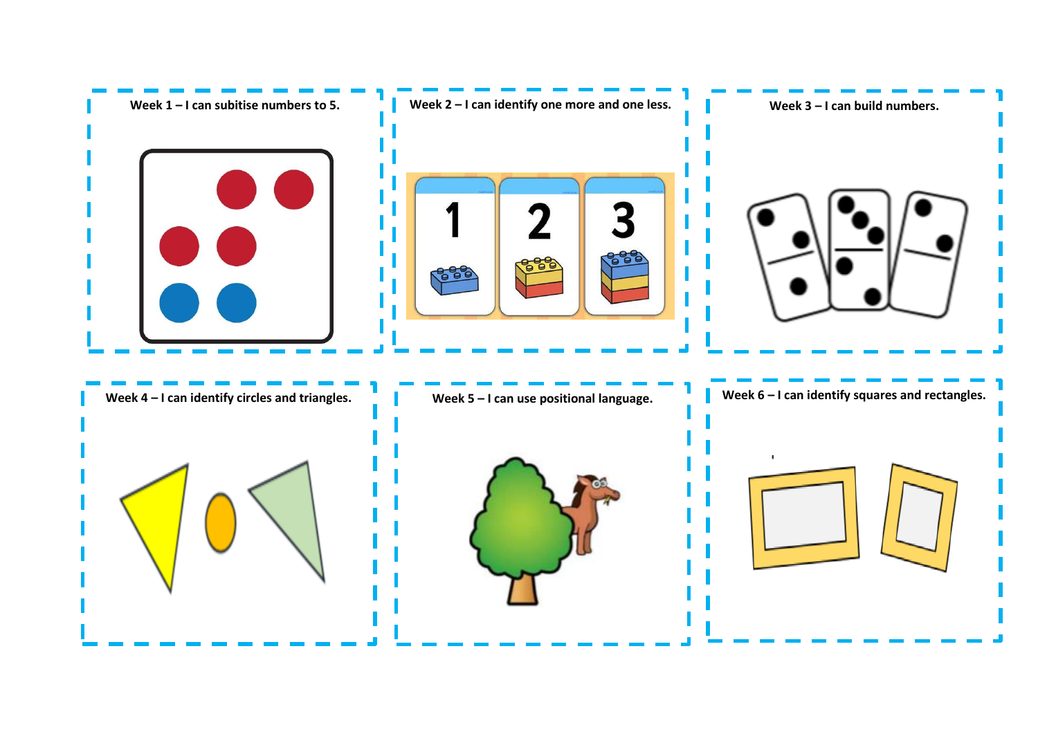Week 1 – I can subitise numbers to 5.

Week 2 – I can identify one more and one less.

Week 3 – I can build numbers.

Week 4 – I can identify circles and triangles.

Week 5 – I can use positional language.

Week 6 – I can identify squares and rectangles.